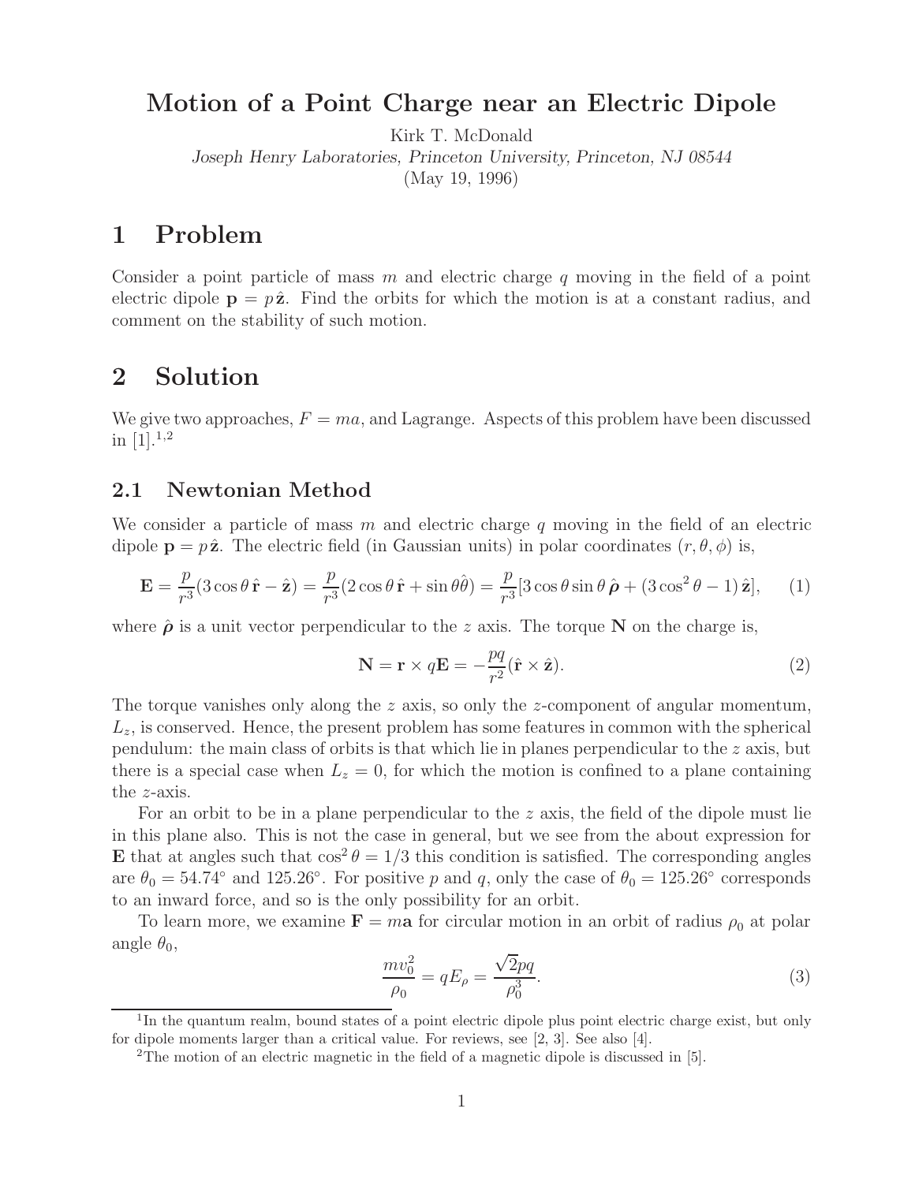# Motion of a Point Charge near an Electric Dipole

Kirk T. McDonald

*Joseph Henry Laboratories, Princeton University, Princeton, NJ 08544*

(May 19, 1996)

## 1 Problem

Consider a point particle of mass $m$ and electric charge $q$ moving in the field of a point electric dipole $\mathbf{p} = p\,\hat{\mathbf{z}}$. Find the orbits for which the motion is at a constant radius, and comment on the stability of such motion.

## 2 Solution

We give two approaches, $F = ma$, and Lagrange. Aspects of this problem have been discussed in [1].[1,2]

### 2.1 Newtonian Method

We consider a particle of mass $m$ and electric charge $q$ moving in the field of an electric dipole $\mathbf{p} = p\,\hat{\mathbf{z}}$. The electric field (in Gaussian units) in polar coordinates $(r, \theta, \phi)$ is,

$$\mathbf{E} = \frac{p}{r^3}(3\cos\theta\,\hat{\mathbf{r}} - \hat{\mathbf{z}}) = \frac{p}{r^3}(2\cos\theta\,\hat{\mathbf{r}} + \sin\theta\hat{\theta}) = \frac{p}{r^3}[3\cos\theta\sin\theta\,\hat{\boldsymbol{\rho}} + (3\cos^2\theta - 1)\,\hat{\mathbf{z}}], \tag{1}$$

where $\hat{\boldsymbol{\rho}}$ is a unit vector perpendicular to the $z$ axis. The torque $\mathbf{N}$ on the charge is,

$$\mathbf{N} = \mathbf{r} \times q\mathbf{E} = -\frac{pq}{r^2}(\hat{\mathbf{r}} \times \hat{\mathbf{z}}). \tag{2}$$

The torque vanishes only along the $z$ axis, so only the $z$-component of angular momentum, $L_z$, is conserved. Hence, the present problem has some features in common with the spherical pendulum: the main class of orbits is that which lie in planes perpendicular to the $z$ axis, but there is a special case when $L_z = 0$, for which the motion is confined to a plane containing the $z$-axis.

For an orbit to be in a plane perpendicular to the $z$ axis, the field of the dipole must lie in this plane also. This is not the case in general, but we see from the about expression for $\mathbf{E}$ that at angles such that $\cos^2\theta = 1/3$ this condition is satisfied. The corresponding angles are $\theta_0 = 54.74^\circ$ and $125.26^\circ$. For positive $p$ and $q$, only the case of $\theta_0 = 125.26^\circ$ corresponds to an inward force, and so is the only possibility for an orbit.

To learn more, we examine $\mathbf{F} = m\mathbf{a}$ for circular motion in an orbit of radius $\rho_0$ at polar angle $\theta_0$,

$$\frac{mv_0^2}{\rho_0} = qE_\rho = \frac{\sqrt{2}pq}{\rho_0^3}. \tag{3}$$

---

[1] In the quantum realm, bound states of a point electric dipole plus point electric charge exist, but only for dipole moments larger than a critical value. For reviews, see [2, 3]. See also [4].

[2] The motion of an electric magnetic in the field of a magnetic dipole is discussed in [5].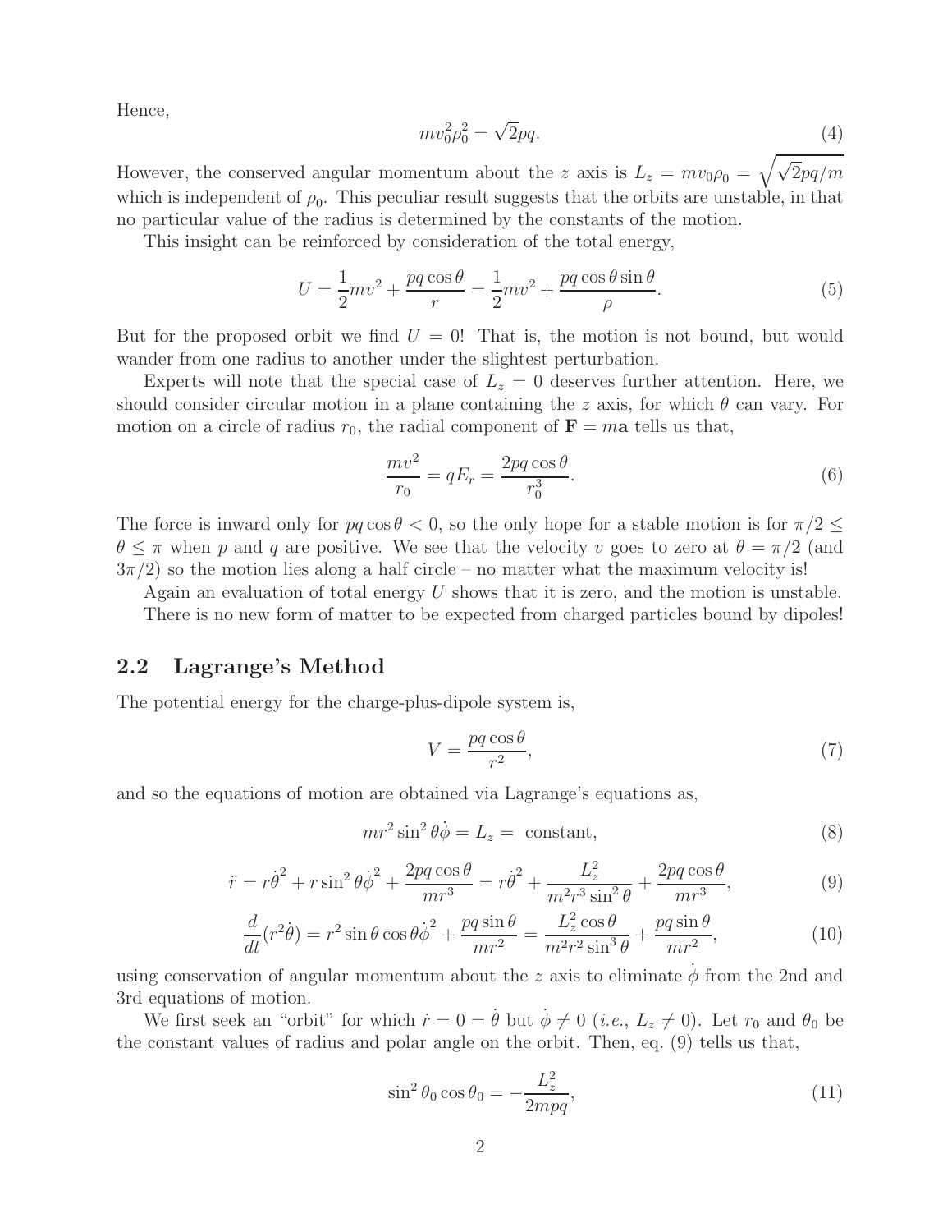Hence,

$$mv_0^2\rho_0^2 = \sqrt{2}pq. \tag{4}$$

However, the conserved angular momentum about the $z$ axis is $L_z = mv_0\rho_0 = \sqrt{\sqrt{2}pq/m}$ which is independent of $\rho_0$. This peculiar result suggests that the orbits are unstable, in that no particular value of the radius is determined by the constants of the motion.

This insight can be reinforced by consideration of the total energy,

$$U = \frac{1}{2}mv^2 + \frac{pq\cos\theta}{r} = \frac{1}{2}mv^2 + \frac{pq\cos\theta\sin\theta}{\rho}. \tag{5}$$

But for the proposed orbit we find $U = 0$! That is, the motion is not bound, but would wander from one radius to another under the slightest perturbation.

Experts will note that the special case of $L_z = 0$ deserves further attention. Here, we should consider circular motion in a plane containing the $z$ axis, for which $\theta$ can vary. For motion on a circle of radius $r_0$, the radial component of $\mathbf{F} = m\mathbf{a}$ tells us that,

$$\frac{mv^2}{r_0} = qE_r = \frac{2pq\cos\theta}{r_0^3}. \tag{6}$$

The force is inward only for $pq\cos\theta < 0$, so the only hope for a stable motion is for $\pi/2 \leq \theta \leq \pi$ when $p$ and $q$ are positive. We see that the velocity $v$ goes to zero at $\theta = \pi/2$ (and $3\pi/2$) so the motion lies along a half circle – no matter what the maximum velocity is!

Again an evaluation of total energy $U$ shows that it is zero, and the motion is unstable.

There is no new form of matter to be expected from charged particles bound by dipoles!

## 2.2 Lagrange's Method

The potential energy for the charge-plus-dipole system is,

$$V = \frac{pq\cos\theta}{r^2}, \tag{7}$$

and so the equations of motion are obtained via Lagrange's equations as,

$$mr^2\sin^2\theta\dot{\phi} = L_z = \text{ constant}, \tag{8}$$

$$\ddot{r} = r\dot{\theta}^2 + r\sin^2\theta\dot{\phi}^2 + \frac{2pq\cos\theta}{mr^3} = r\dot{\theta}^2 + \frac{L_z^2}{m^2r^3\sin^2\theta} + \frac{2pq\cos\theta}{mr^3}, \tag{9}$$

$$\frac{d}{dt}(r^2\dot{\theta}) = r^2\sin\theta\cos\theta\dot{\phi}^2 + \frac{pq\sin\theta}{mr^2} = \frac{L_z^2\cos\theta}{m^2r^2\sin^3\theta} + \frac{pq\sin\theta}{mr^2}, \tag{10}$$

using conservation of angular momentum about the $z$ axis to eliminate $\dot{\phi}$ from the 2nd and 3rd equations of motion.

We first seek an "orbit" for which $\dot{r} = 0 = \dot{\theta}$ but $\dot{\phi} \neq 0$ (*i.e.*, $L_z \neq 0$). Let $r_0$ and $\theta_0$ be the constant values of radius and polar angle on the orbit. Then, eq. (9) tells us that,

$$\sin^2\theta_0\cos\theta_0 = -\frac{L_z^2}{2mpq}, \tag{11}$$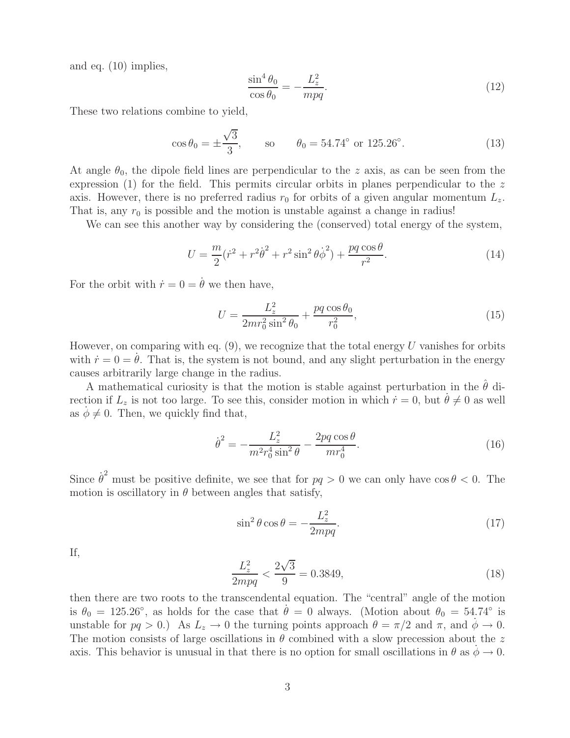and eq. (10) implies,

$$\frac{\sin^4 \theta_0}{\cos \theta_0} = -\frac{L_z^2}{mpq}. \tag{12}$$

These two relations combine to yield,

$$\cos \theta_0 = \pm \frac{\sqrt{3}}{3}, \qquad \text{so} \qquad \theta_0 = 54.74^\circ \text{ or } 125.26^\circ. \tag{13}$$

At angle $\theta_0$, the dipole field lines are perpendicular to the $z$ axis, as can be seen from the expression (1) for the field. This permits circular orbits in planes perpendicular to the $z$ axis. However, there is no preferred radius $r_0$ for orbits of a given angular momentum $L_z$. That is, any $r_0$ is possible and the motion is unstable against a change in radius!

We can see this another way by considering the (conserved) total energy of the system,

$$U = \frac{m}{2}(\dot{r}^2 + r^2\dot{\theta}^2 + r^2 \sin^2 \theta \dot{\phi}^2) + \frac{pq \cos \theta}{r^2}. \tag{14}$$

For the orbit with $\dot{r} = 0 = \dot{\theta}$ we then have,

$$U = \frac{L_z^2}{2mr_0^2 \sin^2 \theta_0} + \frac{pq \cos \theta_0}{r_0^2}, \tag{15}$$

However, on comparing with eq. (9), we recognize that the total energy $U$ vanishes for orbits with $\dot{r} = 0 = \dot{\theta}$. That is, the system is not bound, and any slight perturbation in the energy causes arbitrarily large change in the radius.

A mathematical curiosity is that the motion is stable against perturbation in the $\hat{\theta}$ direction if $L_z$ is not too large. To see this, consider motion in which $\dot{r} = 0$, but $\dot{\theta} \neq 0$ as well as $\dot{\phi} \neq 0$. Then, we quickly find that,

$$\dot{\theta}^2 = -\frac{L_z^2}{m^2 r_0^4 \sin^2 \theta} - \frac{2pq \cos \theta}{mr_0^4}. \tag{16}$$

Since $\dot{\theta}^2$ must be positive definite, we see that for $pq > 0$ we can only have $\cos \theta < 0$. The motion is oscillatory in $\theta$ between angles that satisfy,

$$\sin^2 \theta \cos \theta = -\frac{L_z^2}{2mpq}. \tag{17}$$

If,

$$\frac{L_z^2}{2mpq} < \frac{2\sqrt{3}}{9} = 0.3849, \tag{18}$$

then there are two roots to the transcendental equation. The "central" angle of the motion is $\theta_0 = 125.26^\circ$, as holds for the case that $\dot{\theta} = 0$ always. (Motion about $\theta_0 = 54.74^\circ$ is unstable for $pq > 0$.) As $L_z \to 0$ the turning points approach $\theta = \pi/2$ and $\pi$, and $\dot{\phi} \to 0$. The motion consists of large oscillations in $\theta$ combined with a slow precession about the $z$ axis. This behavior is unusual in that there is no option for small oscillations in $\theta$ as $\dot{\phi} \to 0$.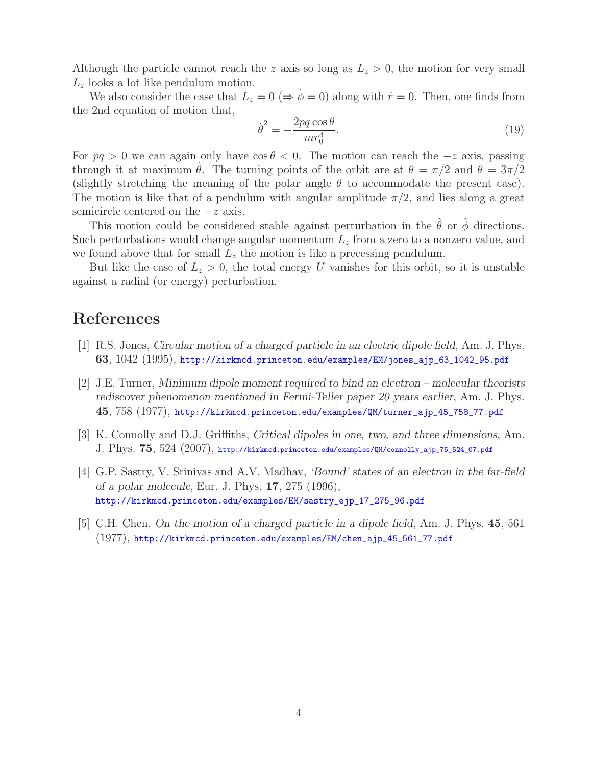Although the particle cannot reach the $z$ axis so long as $L_z > 0$, the motion for very small $L_z$ looks a lot like pendulum motion.

We also consider the case that $L_z = 0$ ($\Rightarrow \dot{\phi} = 0$) along with $\dot{r} = 0$. Then, one finds from the 2nd equation of motion that,

$$\dot{\theta}^2 = -\frac{2pq\cos\theta}{mr_0^4}. \tag{19}$$

For $pq > 0$ we can again only have $\cos\theta < 0$. The motion can reach the $-z$ axis, passing through it at maximum $\dot{\theta}$. The turning points of the orbit are at $\theta = \pi/2$ and $\theta = 3\pi/2$ (slightly stretching the meaning of the polar angle $\theta$ to accommodate the present case). The motion is like that of a pendulum with angular amplitude $\pi/2$, and lies along a great semicircle centered on the $-z$ axis.

This motion could be considered stable against perturbation in the $\hat{\theta}$ or $\hat{\phi}$ directions. Such perturbations would change angular momentum $L_z$ from a zero to a nonzero value, and we found above that for small $L_z$ the motion is like a precessing pendulum.

But like the case of $L_z > 0$, the total energy $U$ vanishes for this orbit, so it is unstable against a radial (or energy) perturbation.

# References

[1] R.S. Jones, *Circular motion of a charged particle in an electric dipole field*, Am. J. Phys. **63**, 1042 (1995), http://kirkmcd.princeton.edu/examples/EM/jones_ajp_63_1042_95.pdf

[2] J.E. Turner, *Minimum dipole moment required to bind an electron – molecular theorists rediscover phenomenon mentioned in Fermi-Teller paper 20 years earlier*, Am. J. Phys. **45**, 758 (1977), http://kirkmcd.princeton.edu/examples/QM/turner_ajp_45_758_77.pdf

[3] K. Connolly and D.J. Griffiths, *Critical dipoles in one, two, and three dimensions*, Am. J. Phys. **75**, 524 (2007), http://kirkmcd.princeton.edu/examples/QM/connolly_ajp_75_524_07.pdf

[4] G.P. Sastry, V. Srinivas and A.V. Madhav, *'Bound' states of an electron in the far-field of a polar molecule*, Eur. J. Phys. **17**, 275 (1996), http://kirkmcd.princeton.edu/examples/EM/sastry_ejp_17_275_96.pdf

[5] C.H. Chen, *On the motion of a charged particle in a dipole field*, Am. J. Phys. **45**, 561 (1977), http://kirkmcd.princeton.edu/examples/EM/chen_ajp_45_561_77.pdf